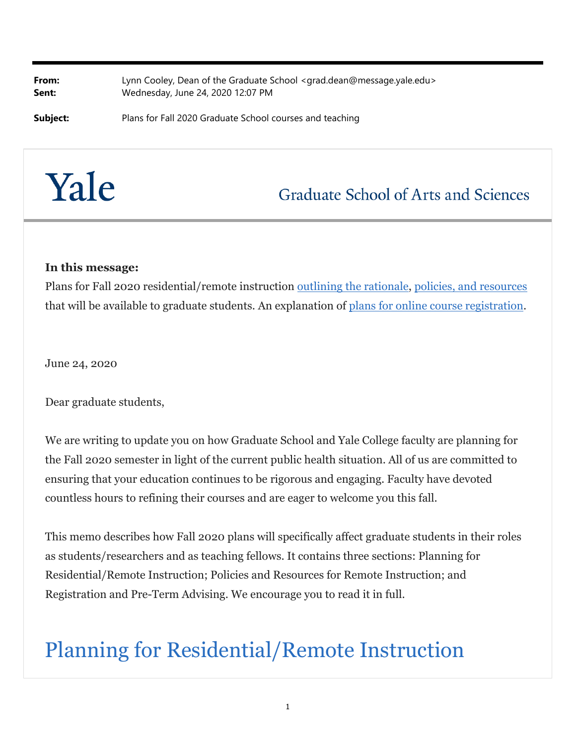**From:** Lynn Cooley, Dean of the Graduate School <grad.dean@message.yale.edu>
**Sent:** Wednesday, June 24, 2020 12:07 PM

**Subject:** Plans for Fall 2020 Graduate School courses and teaching

Yale

Graduate School of Arts and Sciences

**In this message:**
Plans for Fall 2020 residential/remote instruction outlining the rationale, policies, and resources that will be available to graduate students. An explanation of plans for online course registration.

June 24, 2020

Dear graduate students,

We are writing to update you on how Graduate School and Yale College faculty are planning for the Fall 2020 semester in light of the current public health situation. All of us are committed to ensuring that your education continues to be rigorous and engaging. Faculty have devoted countless hours to refining their courses and are eager to welcome you this fall.

This memo describes how Fall 2020 plans will specifically affect graduate students in their roles as students/researchers and as teaching fellows. It contains three sections: Planning for Residential/Remote Instruction; Policies and Resources for Remote Instruction; and Registration and Pre-Term Advising. We encourage you to read it in full.

# Planning for Residential/Remote Instruction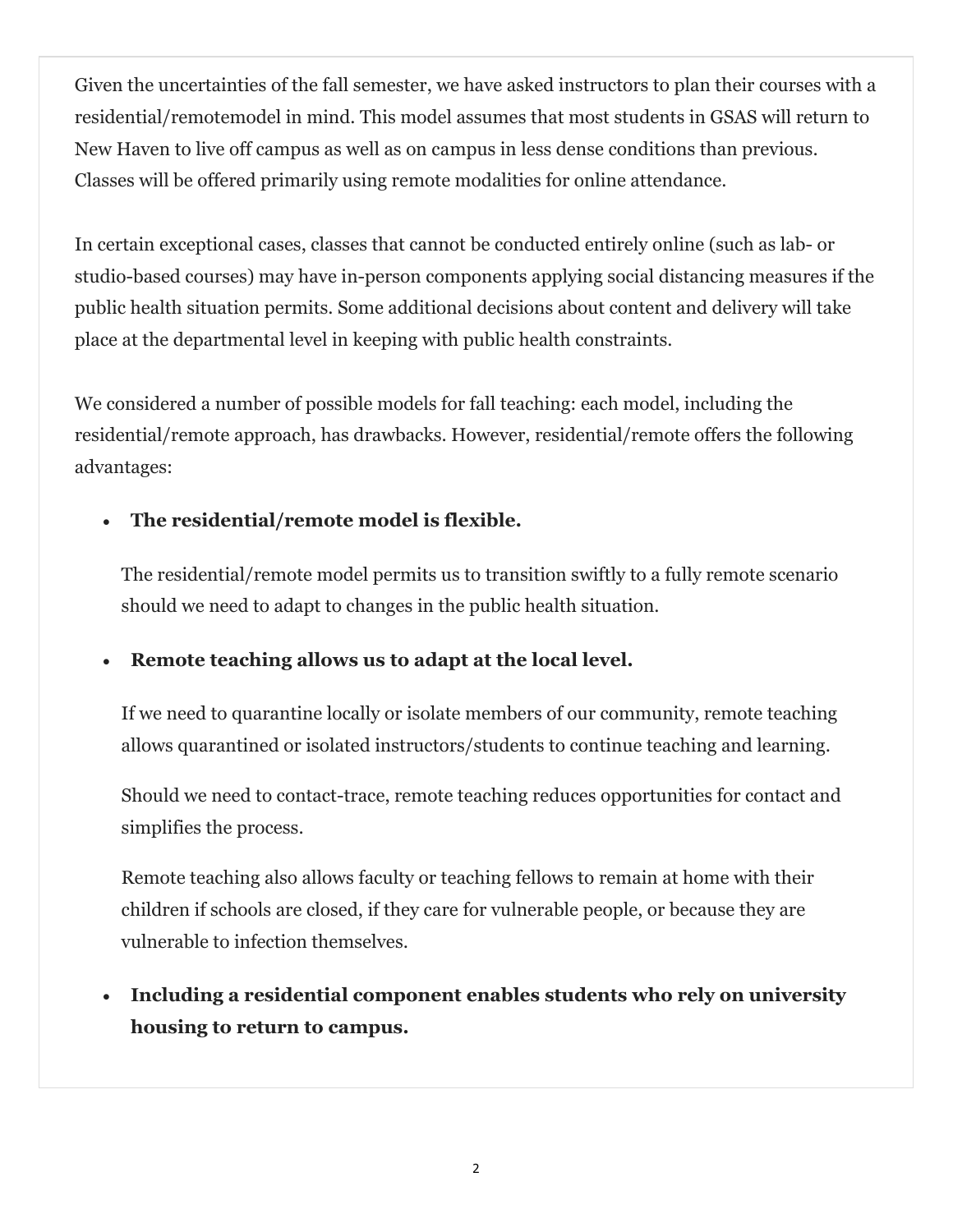Given the uncertainties of the fall semester, we have asked instructors to plan their courses with a residential/remotemodel in mind. This model assumes that most students in GSAS will return to New Haven to live off campus as well as on campus in less dense conditions than previous. Classes will be offered primarily using remote modalities for online attendance.

In certain exceptional cases, classes that cannot be conducted entirely online (such as lab- or studio-based courses) may have in-person components applying social distancing measures if the public health situation permits. Some additional decisions about content and delivery will take place at the departmental level in keeping with public health constraints.

We considered a number of possible models for fall teaching: each model, including the residential/remote approach, has drawbacks. However, residential/remote offers the following advantages:

- **The residential/remote model is flexible.**

  The residential/remote model permits us to transition swiftly to a fully remote scenario should we need to adapt to changes in the public health situation.

- **Remote teaching allows us to adapt at the local level.**

  If we need to quarantine locally or isolate members of our community, remote teaching allows quarantined or isolated instructors/students to continue teaching and learning.

  Should we need to contact-trace, remote teaching reduces opportunities for contact and simplifies the process.

  Remote teaching also allows faculty or teaching fellows to remain at home with their children if schools are closed, if they care for vulnerable people, or because they are vulnerable to infection themselves.

- **Including a residential component enables students who rely on university housing to return to campus.**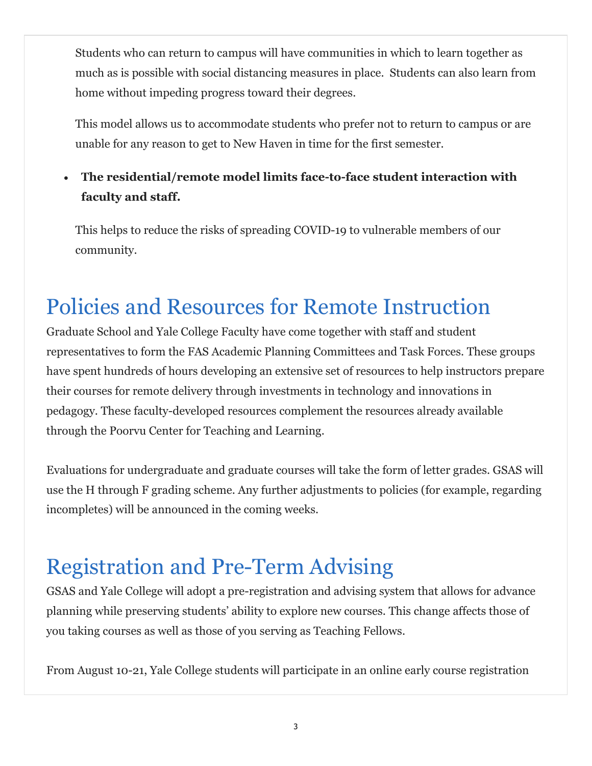Students who can return to campus will have communities in which to learn together as much as is possible with social distancing measures in place. Students can also learn from home without impeding progress toward their degrees.

This model allows us to accommodate students who prefer not to return to campus or are unable for any reason to get to New Haven in time for the first semester.

- **The residential/remote model limits face-to-face student interaction with faculty and staff.**

This helps to reduce the risks of spreading COVID-19 to vulnerable members of our community.

## Policies and Resources for Remote Instruction

Graduate School and Yale College Faculty have come together with staff and student representatives to form the FAS Academic Planning Committees and Task Forces. These groups have spent hundreds of hours developing an extensive set of resources to help instructors prepare their courses for remote delivery through investments in technology and innovations in pedagogy. These faculty-developed resources complement the resources already available through the Poorvu Center for Teaching and Learning.

Evaluations for undergraduate and graduate courses will take the form of letter grades. GSAS will use the H through F grading scheme. Any further adjustments to policies (for example, regarding incompletes) will be announced in the coming weeks.

## Registration and Pre-Term Advising

GSAS and Yale College will adopt a pre-registration and advising system that allows for advance planning while preserving students' ability to explore new courses. This change affects those of you taking courses as well as those of you serving as Teaching Fellows.

From August 10-21, Yale College students will participate in an online early course registration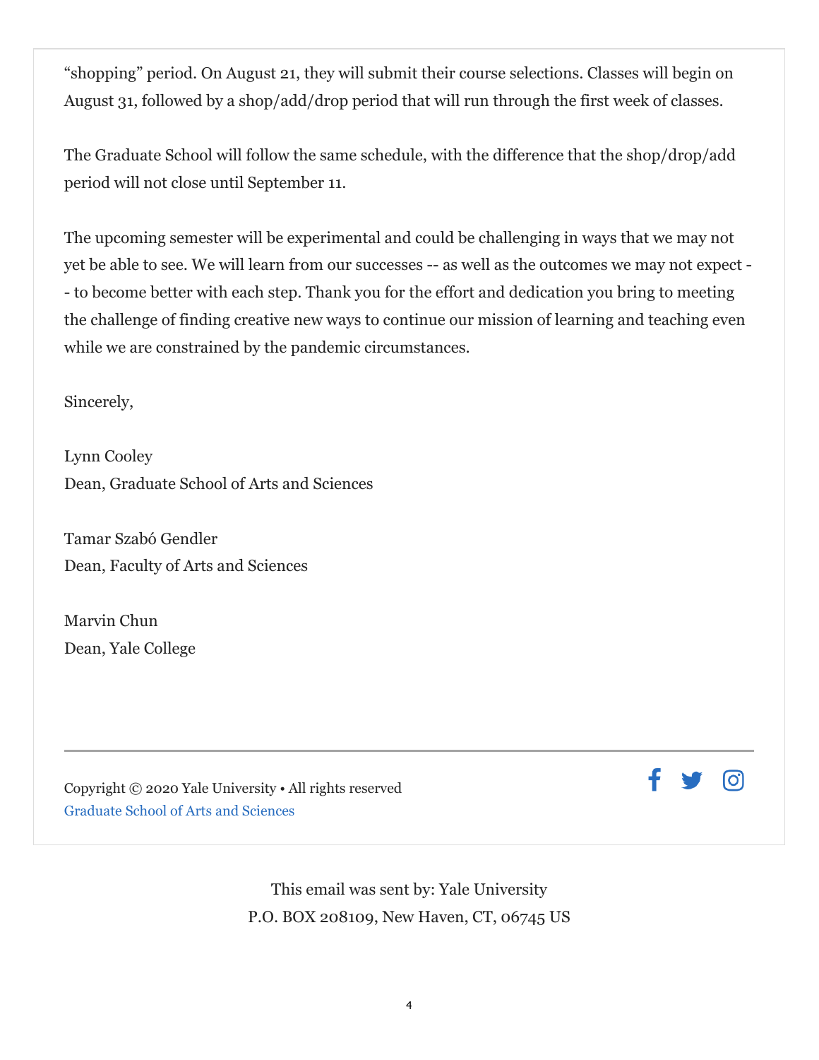"shopping" period. On August 21, they will submit their course selections. Classes will begin on August 31, followed by a shop/add/drop period that will run through the first week of classes.

The Graduate School will follow the same schedule, with the difference that the shop/drop/add period will not close until September 11.

The upcoming semester will be experimental and could be challenging in ways that we may not yet be able to see. We will learn from our successes -- as well as the outcomes we may not expect -- to become better with each step. Thank you for the effort and dedication you bring to meeting the challenge of finding creative new ways to continue our mission of learning and teaching even while we are constrained by the pandemic circumstances.

Sincerely,

Lynn Cooley
Dean, Graduate School of Arts and Sciences

Tamar Szabó Gendler
Dean, Faculty of Arts and Sciences

Marvin Chun
Dean, Yale College

---

Copyright © 2020 Yale University • All rights reserved
Graduate School of Arts and Sciences

This email was sent by: Yale University
P.O. BOX 208109, New Haven, CT, 06745 US